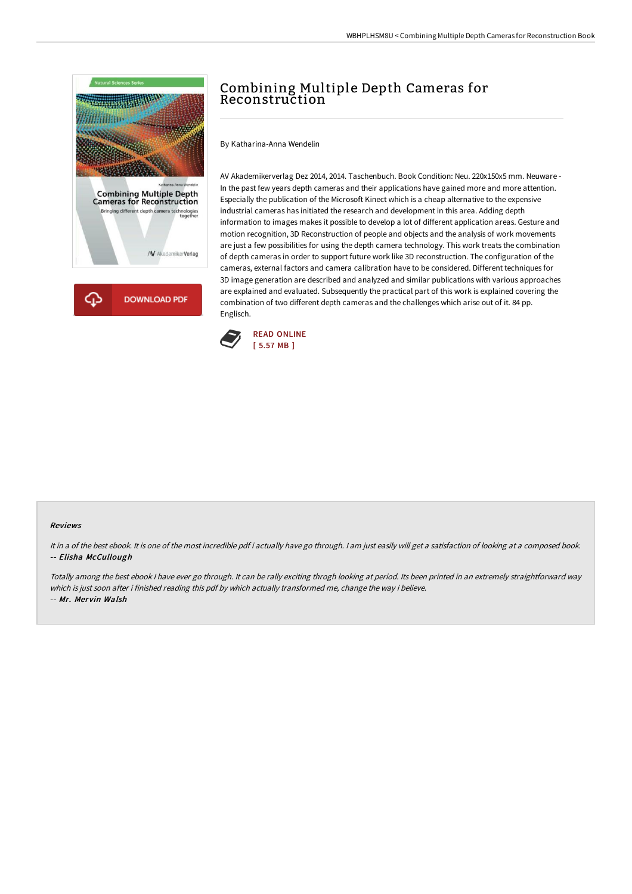# Combining Multiple Depth Cameras for Reconstruction

By Katharina-Anna Wendelin

AV Akademikerverlag Dez 2014, 2014. Taschenbuch. Book Condition: Neu. 220x150x5 mm. Neuware - In the past few years depth cameras and their applications have gained more and more attention. Especially the publication of the Microsoft Kinect which is a cheap alternative to the expensive industrial cameras has initiated the research and development in this area. Adding depth information to images makes it possible to develop a lot of different application areas. Gesture and motion recognition, 3D Reconstruction of people and objects and the analysis of work movements are just a few possibilities for using the depth camera technology. This work treats the combination of depth cameras in order to support future work like 3D reconstruction. The configuration of the cameras, external factors and camera calibration have to be considered. Different techniques for 3D image generation are described and analyzed and similar publications with various approaches are explained and evaluated. Subsequently the practical part of this work is explained covering the combination of two different depth cameras and the challenges which arise out of it. 84 pp. Englisch.

DOWNLOAD PDF

READ ONLINE
[ 5.57 MB ]

#### Reviews

*It in a of the best ebook. It is one of the most incredible pdf i actually have go through. I am just easily will get a satisfaction of looking at a composed book.*
-- ***Elisha McCullough***

*Totally among the best ebook I have ever go through. It can be rally exciting throgh looking at period. Its been printed in an extremely straightforward way which is just soon after i finished reading this pdf by which actually transformed me, change the way i believe.*
-- ***Mr. Mervin Walsh***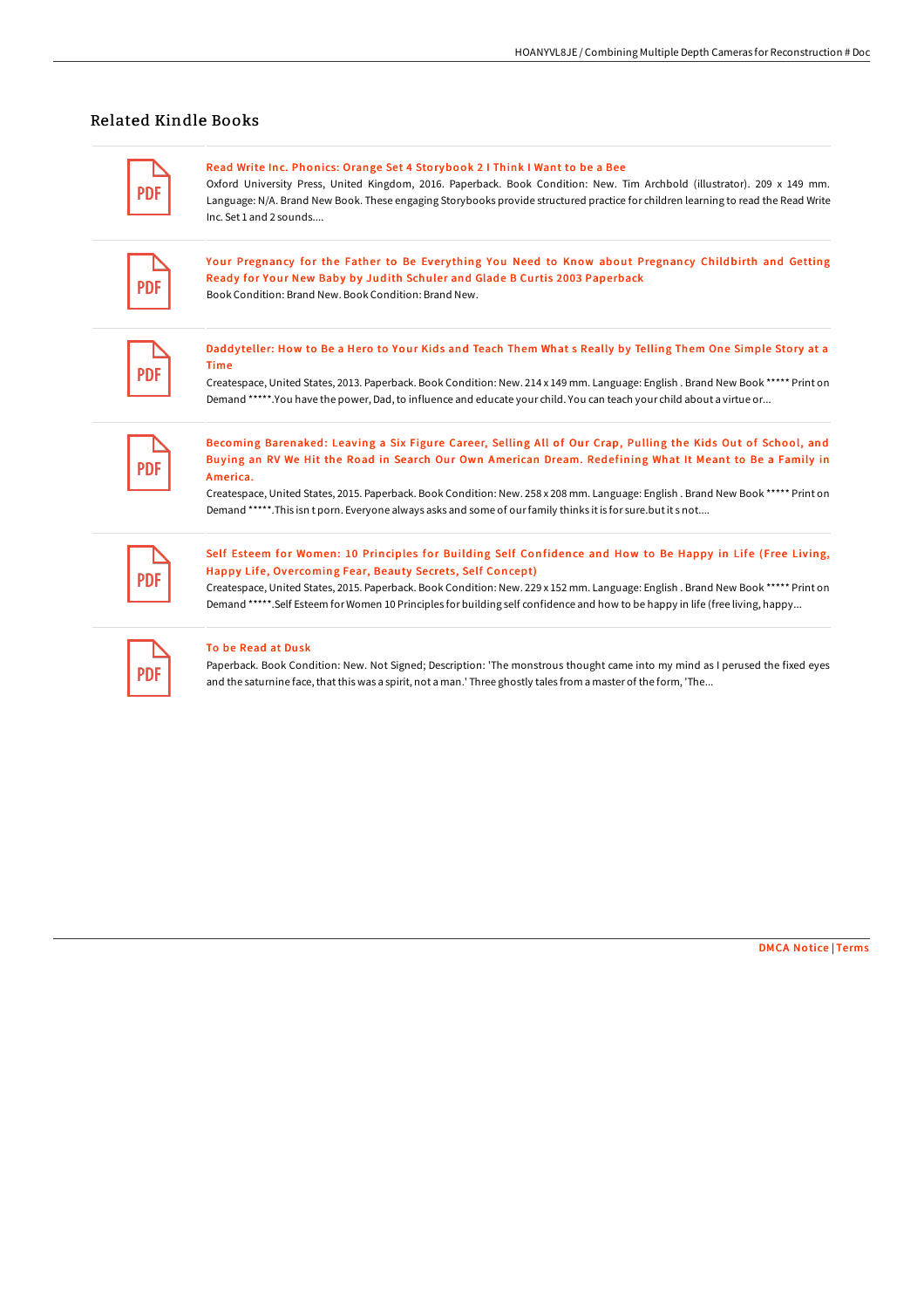## Related Kindle Books

PDF

**Read Write Inc. Phonics: Orange Set 4 Storybook 2 I Think I Want to be a Bee**

Oxford University Press, United Kingdom, 2016. Paperback. Book Condition: New. Tim Archbold (illustrator). 209 x 149 mm. Language: N/A. Brand New Book. These engaging Storybooks provide structured practice for children learning to read the Read Write Inc. Set 1 and 2 sounds....

PDF

**Your Pregnancy for the Father to Be Everything You Need to Know about Pregnancy Childbirth and Getting Ready for Your New Baby by Judith Schuler and Glade B Curtis 2003 Paperback**

Book Condition: Brand New. Book Condition: Brand New.

PDF

**Daddyteller: How to Be a Hero to Your Kids and Teach Them What s Really by Telling Them One Simple Story at a Time**

Createspace, United States, 2013. Paperback. Book Condition: New. 214 x 149 mm. Language: English . Brand New Book ***** Print on Demand *****.You have the power, Dad, to influence and educate your child. You can teach your child about a virtue or...

PDF

**Becoming Barenaked: Leaving a Six Figure Career, Selling All of Our Crap, Pulling the Kids Out of School, and Buying an RV We Hit the Road in Search Our Own American Dream. Redefining What It Meant to Be a Family in America.**

Createspace, United States, 2015. Paperback. Book Condition: New. 258 x 208 mm. Language: English . Brand New Book ***** Print on Demand *****.This isn t porn. Everyone always asks and some of our family thinks it is for sure.but it s not....

PDF

**Self Esteem for Women: 10 Principles for Building Self Confidence and How to Be Happy in Life (Free Living, Happy Life, Overcoming Fear, Beauty Secrets, Self Concept)**

Createspace, United States, 2015. Paperback. Book Condition: New. 229 x 152 mm. Language: English . Brand New Book ***** Print on Demand *****.Self Esteem for Women 10 Principles for building self confidence and how to be happy in life (free living, happy...

PDF

**To be Read at Dusk**

Paperback. Book Condition: New. Not Signed; Description: 'The monstrous thought came into my mind as I perused the fixed eyes and the saturnine face, that this was a spirit, not a man.' Three ghostly tales from a master of the form, 'The...